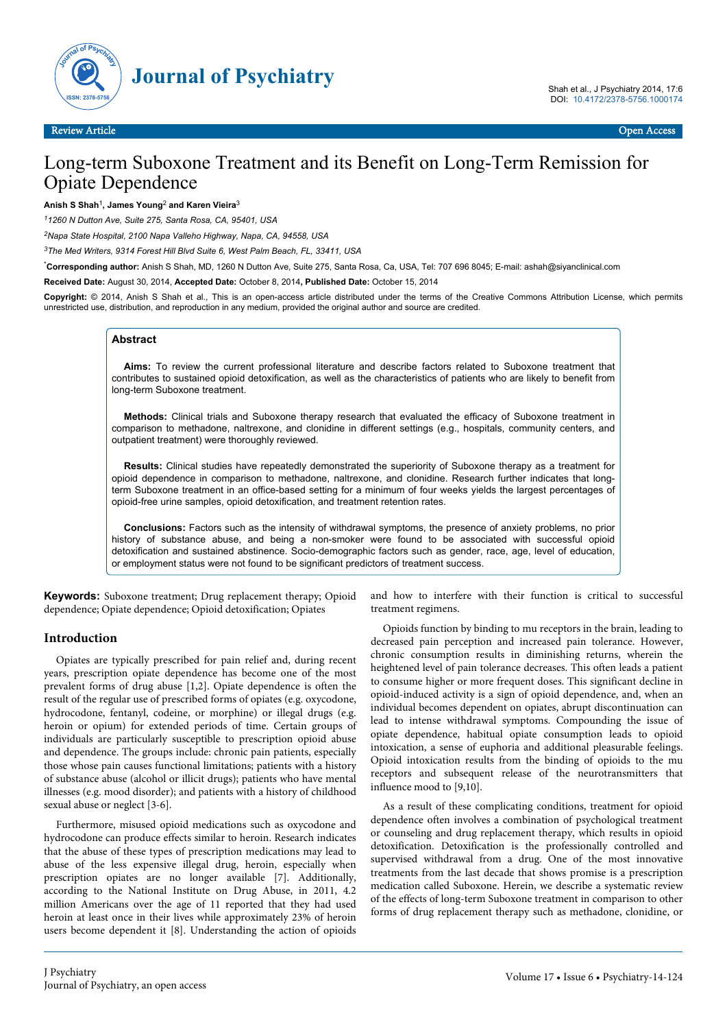Review Article | Open Access

# Long-term Suboxone Treatment and its Benefit on Long-Term Remission for Opiate Dependence

**Anish S Shah[1], James Young[2] and Karen Vieira[3]**

[1]1260 N Dutton Ave, Suite 275, Santa Rosa, CA, 95401, USA

[2]Napa State Hospital, 2100 Napa Valleho Highway, Napa, CA, 94558, USA

[3]The Med Writers, 9314 Forest Hill Blvd Suite 6, West Palm Beach, FL, 33411, USA

*Corresponding author: Anish S Shah, MD, 1260 N Dutton Ave, Suite 275, Santa Rosa, Ca, USA, Tel: 707 696 8045; E-mail: ashah@siyanclinical.com

**Received Date:** August 30, 2014, **Accepted Date:** October 8, 2014, **Published Date:** October 15, 2014

**Copyright:** © 2014, Anish S Shah et al., This is an open-access article distributed under the terms of the Creative Commons Attribution License, which permits unrestricted use, distribution, and reproduction in any medium, provided the original author and source are credited.

## Abstract

**Aims:** To review the current professional literature and describe factors related to Suboxone treatment that contributes to sustained opioid detoxification, as well as the characteristics of patients who are likely to benefit from long-term Suboxone treatment.

**Methods:** Clinical trials and Suboxone therapy research that evaluated the efficacy of Suboxone treatment in comparison to methadone, naltrexone, and clonidine in different settings (e.g., hospitals, community centers, and outpatient treatment) were thoroughly reviewed.

**Results:** Clinical studies have repeatedly demonstrated the superiority of Suboxone therapy as a treatment for opioid dependence in comparison to methadone, naltrexone, and clonidine. Research further indicates that long-term Suboxone treatment in an office-based setting for a minimum of four weeks yields the largest percentages of opioid-free urine samples, opioid detoxification, and treatment retention rates.

**Conclusions:** Factors such as the intensity of withdrawal symptoms, the presence of anxiety problems, no prior history of substance abuse, and being a non-smoker were found to be associated with successful opioid detoxification and sustained abstinence. Socio-demographic factors such as gender, race, age, level of education, or employment status were not found to be significant predictors of treatment success.

**Keywords:** Suboxone treatment; Drug replacement therapy; Opioid dependence; Opiate dependence; Opioid detoxification; Opiates

## Introduction

Opiates are typically prescribed for pain relief and, during recent years, prescription opiate dependence has become one of the most prevalent forms of drug abuse [1,2]. Opiate dependence is often the result of the regular use of prescribed forms of opiates (e.g. oxycodone, hydrocodone, fentanyl, codeine, or morphine) or illegal drugs (e.g. heroin or opium) for extended periods of time. Certain groups of individuals are particularly susceptible to prescription opioid abuse and dependence. The groups include: chronic pain patients, especially those whose pain causes functional limitations; patients with a history of substance abuse (alcohol or illicit drugs); patients who have mental illnesses (e.g. mood disorder); and patients with a history of childhood sexual abuse or neglect [3-6].

Furthermore, misused opioid medications such as oxycodone and hydrocodone can produce effects similar to heroin. Research indicates that the abuse of these types of prescription medications may lead to abuse of the less expensive illegal drug, heroin, especially when prescription opiates are no longer available [7]. Additionally, according to the National Institute on Drug Abuse, in 2011, 4.2 million Americans over the age of 11 reported that they had used heroin at least once in their lives while approximately 23% of heroin users become dependent it [8]. Understanding the action of opioids and how to interfere with their function is critical to successful treatment regimens.

Opioids function by binding to mu receptors in the brain, leading to decreased pain perception and increased pain tolerance. However, chronic consumption results in diminishing returns, wherein the heightened level of pain tolerance decreases. This often leads a patient to consume higher or more frequent doses. This significant decline in opioid-induced activity is a sign of opioid dependence, and, when an individual becomes dependent on opiates, abrupt discontinuation can lead to intense withdrawal symptoms. Compounding the issue of opiate dependence, habitual opiate consumption leads to opioid intoxication, a sense of euphoria and additional pleasurable feelings. Opioid intoxication results from the binding of opioids to the mu receptors and subsequent release of the neurotransmitters that influence mood to [9,10].

As a result of these complicating conditions, treatment for opioid dependence often involves a combination of psychological treatment or counseling and drug replacement therapy, which results in opioid detoxification. Detoxification is the professionally controlled and supervised withdrawal from a drug. One of the most innovative treatments from the last decade that shows promise is a prescription medication called Suboxone. Herein, we describe a systematic review of the effects of long-term Suboxone treatment in comparison to other forms of drug replacement therapy such as methadone, clonidine, or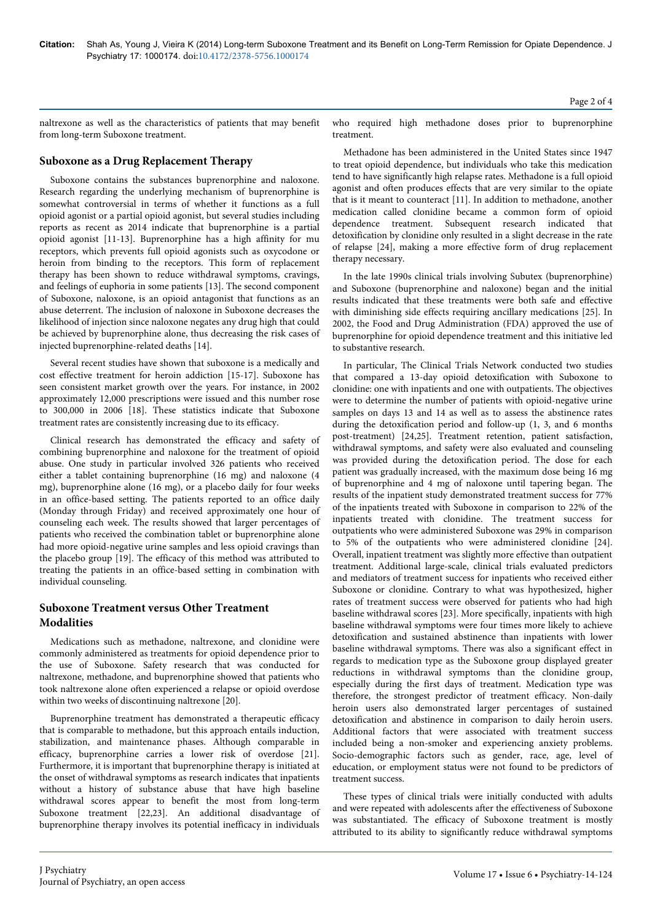naltrexone as well as the characteristics of patients that may benefit from long-term Suboxone treatment.

## Suboxone as a Drug Replacement Therapy

Suboxone contains the substances buprenorphine and naloxone. Research regarding the underlying mechanism of buprenorphine is somewhat controversial in terms of whether it functions as a full opioid agonist or a partial opioid agonist, but several studies including reports as recent as 2014 indicate that buprenorphine is a partial opioid agonist [11-13]. Buprenorphine has a high affinity for mu receptors, which prevents full opioid agonists such as oxycodone or heroin from binding to the receptors. This form of replacement therapy has been shown to reduce withdrawal symptoms, cravings, and feelings of euphoria in some patients [13]. The second component of Suboxone, naloxone, is an opioid antagonist that functions as an abuse deterrent. The inclusion of naloxone in Suboxone decreases the likelihood of injection since naloxone negates any drug high that could be achieved by buprenorphine alone, thus decreasing the risk cases of injected buprenorphine-related deaths [14].

Several recent studies have shown that suboxone is a medically and cost effective treatment for heroin addiction [15-17]. Suboxone has seen consistent market growth over the years. For instance, in 2002 approximately 12,000 prescriptions were issued and this number rose to 300,000 in 2006 [18]. These statistics indicate that Suboxone treatment rates are consistently increasing due to its efficacy.

Clinical research has demonstrated the efficacy and safety of combining buprenorphine and naloxone for the treatment of opioid abuse. One study in particular involved 326 patients who received either a tablet containing buprenorphine (16 mg) and naloxone (4 mg), buprenorphine alone (16 mg), or a placebo daily for four weeks in an office-based setting. The patients reported to an office daily (Monday through Friday) and received approximately one hour of counseling each week. The results showed that larger percentages of patients who received the combination tablet or buprenorphine alone had more opioid-negative urine samples and less opioid cravings than the placebo group [19]. The efficacy of this method was attributed to treating the patients in an office-based setting in combination with individual counseling.

## Suboxone Treatment versus Other Treatment Modalities

Medications such as methadone, naltrexone, and clonidine were commonly administered as treatments for opioid dependence prior to the use of Suboxone. Safety research that was conducted for naltrexone, methadone, and buprenorphine showed that patients who took naltrexone alone often experienced a relapse or opioid overdose within two weeks of discontinuing naltrexone [20].

Buprenorphine treatment has demonstrated a therapeutic efficacy that is comparable to methadone, but this approach entails induction, stabilization, and maintenance phases. Although comparable in efficacy, buprenorphine carries a lower risk of overdose [21]. Furthermore, it is important that buprenorphine therapy is initiated at the onset of withdrawal symptoms as research indicates that inpatients without a history of substance abuse that have high baseline withdrawal scores appear to benefit the most from long-term Suboxone treatment [22,23]. An additional disadvantage of buprenorphine therapy involves its potential inefficacy in individuals who required high methadone doses prior to buprenorphine treatment.

Methadone has been administered in the United States since 1947 to treat opioid dependence, but individuals who take this medication tend to have significantly high relapse rates. Methadone is a full opioid agonist and often produces effects that are very similar to the opiate that is it meant to counteract [11]. In addition to methadone, another medication called clonidine became a common form of opioid dependence treatment. Subsequent research indicated that detoxification by clonidine only resulted in a slight decrease in the rate of relapse [24], making a more effective form of drug replacement therapy necessary.

In the late 1990s clinical trials involving Subutex (buprenorphine) and Suboxone (buprenorphine and naloxone) began and the initial results indicated that these treatments were both safe and effective with diminishing side effects requiring ancillary medications [25]. In 2002, the Food and Drug Administration (FDA) approved the use of buprenorphine for opioid dependence treatment and this initiative led to substantive research.

In particular, The Clinical Trials Network conducted two studies that compared a 13-day opioid detoxification with Suboxone to clonidine: one with inpatients and one with outpatients. The objectives were to determine the number of patients with opioid-negative urine samples on days 13 and 14 as well as to assess the abstinence rates during the detoxification period and follow-up (1, 3, and 6 months post-treatment) [24,25]. Treatment retention, patient satisfaction, withdrawal symptoms, and safety were also evaluated and counseling was provided during the detoxification period. The dose for each patient was gradually increased, with the maximum dose being 16 mg of buprenorphine and 4 mg of naloxone until tapering began. The results of the inpatient study demonstrated treatment success for 77% of the inpatients treated with Suboxone in comparison to 22% of the inpatients treated with clonidine. The treatment success for outpatients who were administered Suboxone was 29% in comparison to 5% of the outpatients who were administered clonidine [24]. Overall, inpatient treatment was slightly more effective than outpatient treatment. Additional large-scale, clinical trials evaluated predictors and mediators of treatment success for inpatients who received either Suboxone or clonidine. Contrary to what was hypothesized, higher rates of treatment success were observed for patients who had high baseline withdrawal scores [23]. More specifically, inpatients with high baseline withdrawal symptoms were four times more likely to achieve detoxification and sustained abstinence than inpatients with lower baseline withdrawal symptoms. There was also a significant effect in regards to medication type as the Suboxone group displayed greater reductions in withdrawal symptoms than the clonidine group, especially during the first days of treatment. Medication type was therefore, the strongest predictor of treatment efficacy. Non-daily heroin users also demonstrated larger percentages of sustained detoxification and abstinence in comparison to daily heroin users. Additional factors that were associated with treatment success included being a non-smoker and experiencing anxiety problems. Socio-demographic factors such as gender, race, level of education, or employment status were not found to be predictors of treatment success.

These types of clinical trials were initially conducted with adults and were repeated with adolescents after the effectiveness of Suboxone was substantiated. The efficacy of Suboxone treatment is mostly attributed to its ability to significantly reduce withdrawal symptoms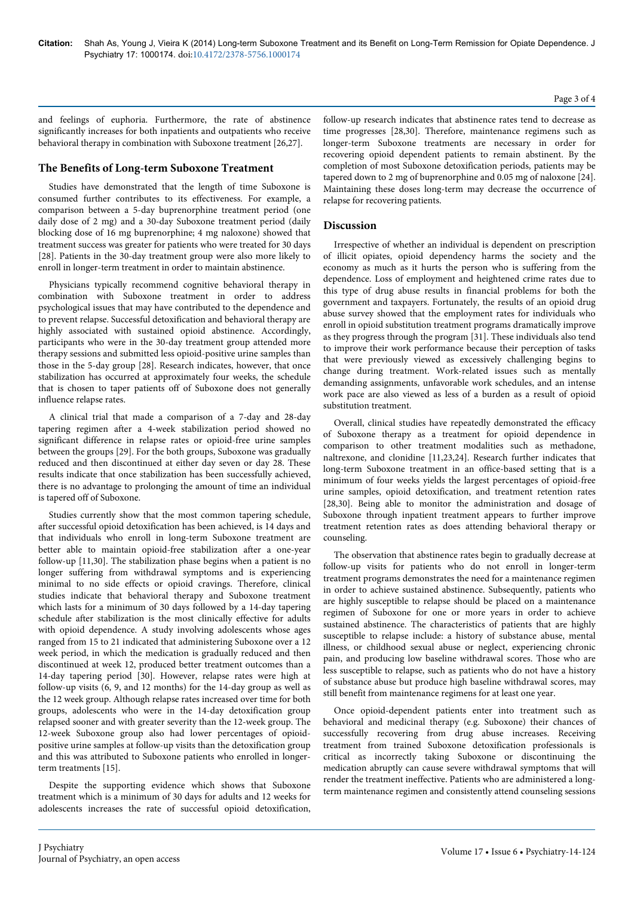and feelings of euphoria. Furthermore, the rate of abstinence significantly increases for both inpatients and outpatients who receive behavioral therapy in combination with Suboxone treatment [26,27].

## The Benefits of Long-term Suboxone Treatment

Studies have demonstrated that the length of time Suboxone is consumed further contributes to its effectiveness. For example, a comparison between a 5-day buprenorphine treatment period (one daily dose of 2 mg) and a 30-day Suboxone treatment period (daily blocking dose of 16 mg buprenorphine; 4 mg naloxone) showed that treatment success was greater for patients who were treated for 30 days [28]. Patients in the 30-day treatment group were also more likely to enroll in longer-term treatment in order to maintain abstinence.

Physicians typically recommend cognitive behavioral therapy in combination with Suboxone treatment in order to address psychological issues that may have contributed to the dependence and to prevent relapse. Successful detoxification and behavioral therapy are highly associated with sustained opioid abstinence. Accordingly, participants who were in the 30-day treatment group attended more therapy sessions and submitted less opioid-positive urine samples than those in the 5-day group [28]. Research indicates, however, that once stabilization has occurred at approximately four weeks, the schedule that is chosen to taper patients off of Suboxone does not generally influence relapse rates.

A clinical trial that made a comparison of a 7-day and 28-day tapering regimen after a 4-week stabilization period showed no significant difference in relapse rates or opioid-free urine samples between the groups [29]. For the both groups, Suboxone was gradually reduced and then discontinued at either day seven or day 28. These results indicate that once stabilization has been successfully achieved, there is no advantage to prolonging the amount of time an individual is tapered off of Suboxone.

Studies currently show that the most common tapering schedule, after successful opioid detoxification has been achieved, is 14 days and that individuals who enroll in long-term Suboxone treatment are better able to maintain opioid-free stabilization after a one-year follow-up [11,30]. The stabilization phase begins when a patient is no longer suffering from withdrawal symptoms and is experiencing minimal to no side effects or opioid cravings. Therefore, clinical studies indicate that behavioral therapy and Suboxone treatment which lasts for a minimum of 30 days followed by a 14-day tapering schedule after stabilization is the most clinically effective for adults with opioid dependence. A study involving adolescents whose ages ranged from 15 to 21 indicated that administering Suboxone over a 12 week period, in which the medication is gradually reduced and then discontinued at week 12, produced better treatment outcomes than a 14-day tapering period [30]. However, relapse rates were high at follow-up visits (6, 9, and 12 months) for the 14-day group as well as the 12 week group. Although relapse rates increased over time for both groups, adolescents who were in the 14-day detoxification group relapsed sooner and with greater severity than the 12-week group. The 12-week Suboxone group also had lower percentages of opioid-positive urine samples at follow-up visits than the detoxification group and this was attributed to Suboxone patients who enrolled in longer-term treatments [15].

Despite the supporting evidence which shows that Suboxone treatment which is a minimum of 30 days for adults and 12 weeks for adolescents increases the rate of successful opioid detoxification, follow-up research indicates that abstinence rates tend to decrease as time progresses [28,30]. Therefore, maintenance regimens such as longer-term Suboxone treatments are necessary in order for recovering opioid dependent patients to remain abstinent. By the completion of most Suboxone detoxification periods, patients may be tapered down to 2 mg of buprenorphine and 0.05 mg of naloxone [24]. Maintaining these doses long-term may decrease the occurrence of relapse for recovering patients.

## Discussion

Irrespective of whether an individual is dependent on prescription of illicit opiates, opioid dependency harms the society and the economy as much as it hurts the person who is suffering from the dependence. Loss of employment and heightened crime rates due to this type of drug abuse results in financial problems for both the government and taxpayers. Fortunately, the results of an opioid drug abuse survey showed that the employment rates for individuals who enroll in opioid substitution treatment programs dramatically improve as they progress through the program [31]. These individuals also tend to improve their work performance because their perception of tasks that were previously viewed as excessively challenging begins to change during treatment. Work-related issues such as mentally demanding assignments, unfavorable work schedules, and an intense work pace are also viewed as less of a burden as a result of opioid substitution treatment.

Overall, clinical studies have repeatedly demonstrated the efficacy of Suboxone therapy as a treatment for opioid dependence in comparison to other treatment modalities such as methadone, naltrexone, and clonidine [11,23,24]. Research further indicates that long-term Suboxone treatment in an office-based setting that is a minimum of four weeks yields the largest percentages of opioid-free urine samples, opioid detoxification, and treatment retention rates [28,30]. Being able to monitor the administration and dosage of Suboxone through inpatient treatment appears to further improve treatment retention rates as does attending behavioral therapy or counseling.

The observation that abstinence rates begin to gradually decrease at follow-up visits for patients who do not enroll in longer-term treatment programs demonstrates the need for a maintenance regimen in order to achieve sustained abstinence. Subsequently, patients who are highly susceptible to relapse should be placed on a maintenance regimen of Suboxone for one or more years in order to achieve sustained abstinence. The characteristics of patients that are highly susceptible to relapse include: a history of substance abuse, mental illness, or childhood sexual abuse or neglect, experiencing chronic pain, and producing low baseline withdrawal scores. Those who are less susceptible to relapse, such as patients who do not have a history of substance abuse but produce high baseline withdrawal scores, may still benefit from maintenance regimens for at least one year.

Once opioid-dependent patients enter into treatment such as behavioral and medicinal therapy (e.g. Suboxone) their chances of successfully recovering from drug abuse increases. Receiving treatment from trained Suboxone detoxification professionals is critical as incorrectly taking Suboxone or discontinuing the medication abruptly can cause severe withdrawal symptoms that will render the treatment ineffective. Patients who are administered a long-term maintenance regimen and consistently attend counseling sessions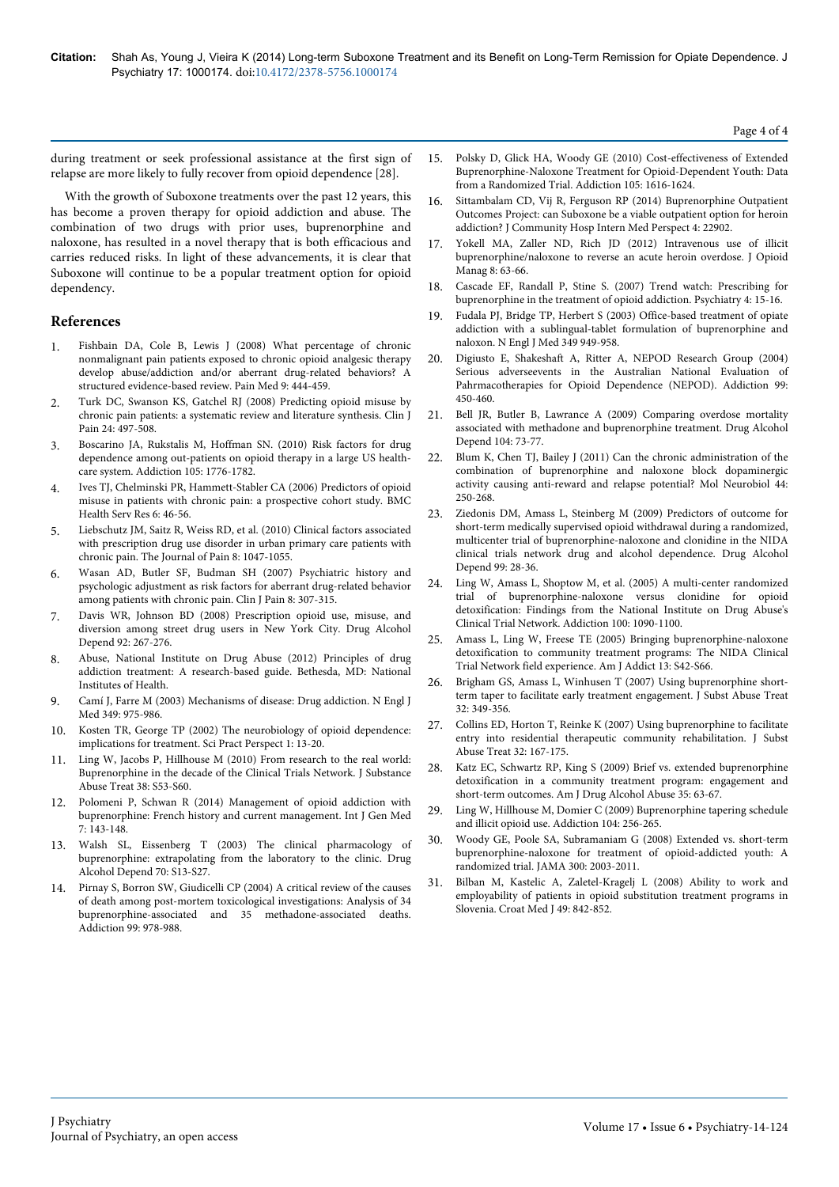during treatment or seek professional assistance at the first sign of relapse are more likely to fully recover from opioid dependence [28].

With the growth of Suboxone treatments over the past 12 years, this has become a proven therapy for opioid addiction and abuse. The combination of two drugs with prior uses, buprenorphine and naloxone, has resulted in a novel therapy that is both efficacious and carries reduced risks. In light of these advancements, it is clear that Suboxone will continue to be a popular treatment option for opioid dependency.

## References

1. Fishbain DA, Cole B, Lewis J (2008) What percentage of chronic nonmalignant pain patients exposed to chronic opioid analgesic therapy develop abuse/addiction and/or aberrant drug-related behaviors? A structured evidence-based review. Pain Med 9: 444-459.
2. Turk DC, Swanson KS, Gatchel RJ (2008) Predicting opioid misuse by chronic pain patients: a systematic review and literature synthesis. Clin J Pain 24: 497-508.
3. Boscarino JA, Rukstalis M, Hoffman SN. (2010) Risk factors for drug dependence among out-patients on opioid therapy in a large US health-care system. Addiction 105: 1776-1782.
4. Ives TJ, Chelminski PR, Hammett-Stabler CA (2006) Predictors of opioid misuse in patients with chronic pain: a prospective cohort study. BMC Health Serv Res 6: 46-56.
5. Liebschutz JM, Saitz R, Weiss RD, et al. (2010) Clinical factors associated with prescription drug use disorder in urban primary care patients with chronic pain. The Journal of Pain 8: 1047-1055.
6. Wasan AD, Butler SF, Budman SH (2007) Psychiatric history and psychologic adjustment as risk factors for aberrant drug-related behavior among patients with chronic pain. Clin J Pain 8: 307-315.
7. Davis WR, Johnson BD (2008) Prescription opioid use, misuse, and diversion among street drug users in New York City. Drug Alcohol Depend 92: 267-276.
8. Abuse, National Institute on Drug Abuse (2012) Principles of drug addiction treatment: A research-based guide. Bethesda, MD: National Institutes of Health.
9. Camí J, Farre M (2003) Mechanisms of disease: Drug addiction. N Engl J Med 349: 975-986.
10. Kosten TR, George TP (2002) The neurobiology of opioid dependence: implications for treatment. Sci Pract Perspect 1: 13-20.
11. Ling W, Jacobs P, Hillhouse M (2010) From research to the real world: Buprenorphine in the decade of the Clinical Trials Network. J Substance Abuse Treat 38: S53-S60.
12. Polomeni P, Schwan R (2014) Management of opioid addiction with buprenorphine: French history and current management. Int J Gen Med 7: 143-148.
13. Walsh SL, Eissenberg T (2003) The clinical pharmacology of buprenorphine: extrapolating from the laboratory to the clinic. Drug Alcohol Depend 70: S13-S27.
14. Pirnay S, Borron SW, Giudicelli CP (2004) A critical review of the causes of death among post-mortem toxicological investigations: Analysis of 34 buprenorphine-associated and 35 methadone-associated deaths. Addiction 99: 978-988.
15. Polsky D, Glick HA, Woody GE (2010) Cost-effectiveness of Extended Buprenorphine-Naloxone Treatment for Opioid-Dependent Youth: Data from a Randomized Trial. Addiction 105: 1616-1624.
16. Sittambalam CD, Vij R, Ferguson RP (2014) Buprenorphine Outpatient Outcomes Project: can Suboxone be a viable outpatient option for heroin addiction? J Community Hosp Intern Med Perspect 4: 22902.
17. Yokell MA, Zaller ND, Rich JD (2012) Intravenous use of illicit buprenorphine/naloxone to reverse an acute heroin overdose. J Opioid Manag 8: 63-66.
18. Cascade EF, Randall P, Stine S. (2007) Trend watch: Prescribing for buprenorphine in the treatment of opioid addiction. Psychiatry 4: 15-16.
19. Fudala PJ, Bridge TP, Herbert S (2003) Office-based treatment of opiate addiction with a sublingual-tablet formulation of buprenorphine and naloxon. N Engl J Med 349 949-958.
20. Digiusto E, Shakeshaft A, Ritter A, NEPOD Research Group (2004) Serious adverseevents in the Australian National Evaluation of Pahrmacotherapies for Opioid Dependence (NEPOD). Addiction 99: 450-460.
21. Bell JR, Butler B, Lawrance A (2009) Comparing overdose mortality associated with methadone and buprenorphine treatment. Drug Alcohol Depend 104: 73-77.
22. Blum K, Chen TJ, Bailey J (2011) Can the chronic administration of the combination of buprenorphine and naloxone block dopaminergic activity causing anti-reward and relapse potential? Mol Neurobiol 44: 250-268.
23. Ziedonis DM, Amass L, Steinberg M (2009) Predictors of outcome for short-term medically supervised opioid withdrawal during a randomized, multicenter trial of buprenorphine-naloxone and clonidine in the NIDA clinical trials network drug and alcohol dependence. Drug Alcohol Depend 99: 28-36.
24. Ling W, Amass L, Shoptow M, et al. (2005) A multi-center randomized trial of buprenorphine-naloxone versus clonidine for opioid detoxification: Findings from the National Institute on Drug Abuse's Clinical Trial Network. Addiction 100: 1090-1100.
25. Amass L, Ling W, Freese TE (2005) Bringing buprenorphine-naloxone detoxification to community treatment programs: The NIDA Clinical Trial Network field experience. Am J Addict 13: S42-S66.
26. Brigham GS, Amass L, Winhusen T (2007) Using buprenorphine short-term taper to facilitate early treatment engagement. J Subst Abuse Treat 32: 349-356.
27. Collins ED, Horton T, Reinke K (2007) Using buprenorphine to facilitate entry into residential therapeutic community rehabilitation. J Subst Abuse Treat 32: 167-175.
28. Katz EC, Schwartz RP, King S (2009) Brief vs. extended buprenorphine detoxification in a community treatment program: engagement and short-term outcomes. Am J Drug Alcohol Abuse 35: 63-67.
29. Ling W, Hillhouse M, Domier C (2009) Buprenorphine tapering schedule and illicit opioid use. Addiction 104: 256-265.
30. Woody GE, Poole SA, Subramaniam G (2008) Extended vs. short-term buprenorphine-naloxone for treatment of opioid-addicted youth: A randomized trial. JAMA 300: 2003-2011.
31. Bilban M, Kastelic A, Zaletel-Kragelj L (2008) Ability to work and employability of patients in opioid substitution treatment programs in Slovenia. Croat Med J 49: 842-852.